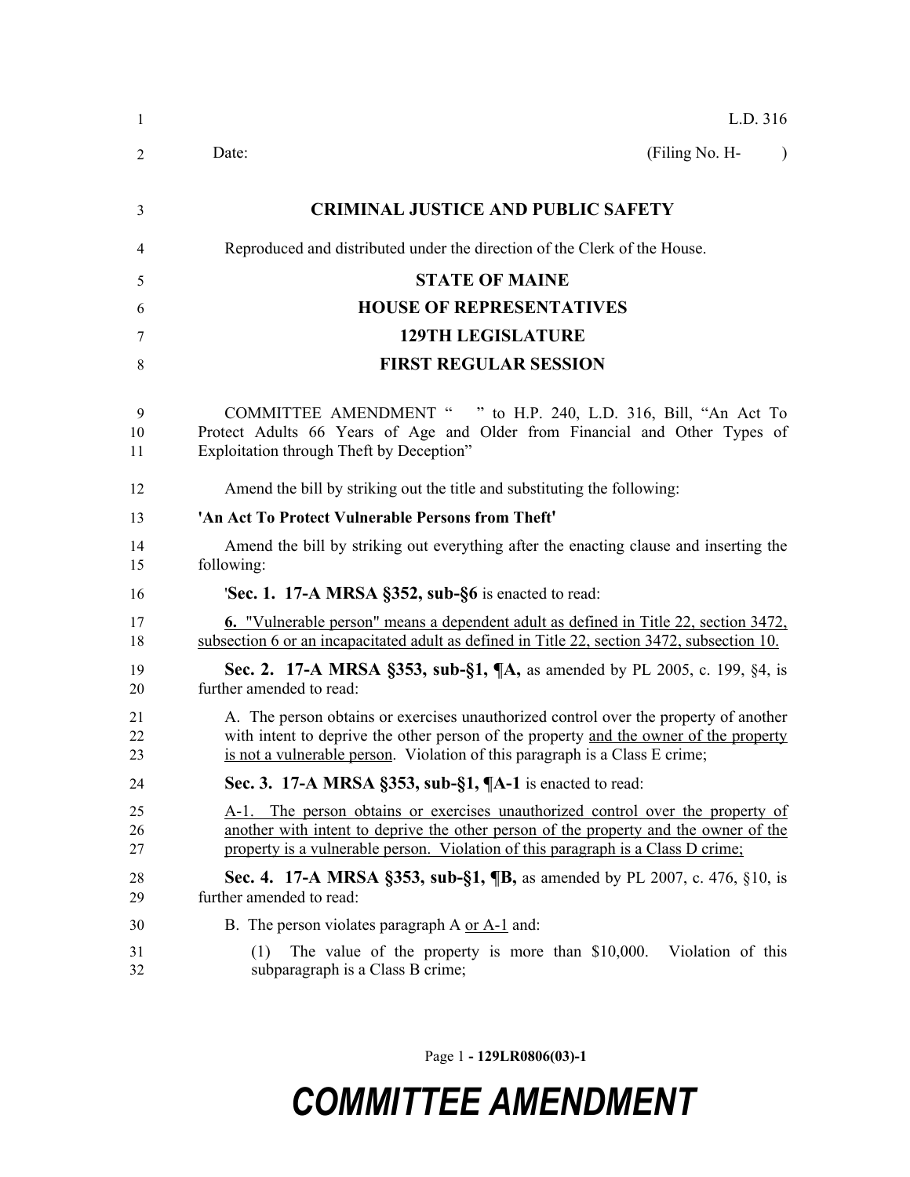L.D. 316

Date: (Filing No. H- )

**CRIMINAL JUSTICE AND PUBLIC SAFETY**

Reproduced and distributed under the direction of the Clerk of the House.

**STATE OF MAINE**

**HOUSE OF REPRESENTATIVES**

**129TH LEGISLATURE**

**FIRST REGULAR SESSION**

COMMITTEE AMENDMENT " " to H.P. 240, L.D. 316, Bill, "An Act To Protect Adults 66 Years of Age and Older from Financial and Other Types of Exploitation through Theft by Deception"

Amend the bill by striking out the title and substituting the following:

**'An Act To Protect Vulnerable Persons from Theft'**

Amend the bill by striking out everything after the enacting clause and inserting the following:

'**Sec. 1. 17-A MRSA §352, sub-§6** is enacted to read:

**6.** "Vulnerable person" means a dependent adult as defined in Title 22, section 3472, subsection 6 or an incapacitated adult as defined in Title 22, section 3472, subsection 10.

**Sec. 2. 17-A MRSA §353, sub-§1, ¶A,** as amended by PL 2005, c. 199, §4, is further amended to read:

A. The person obtains or exercises unauthorized control over the property of another with intent to deprive the other person of the property and the owner of the property is not a vulnerable person. Violation of this paragraph is a Class E crime;

**Sec. 3. 17-A MRSA §353, sub-§1, ¶A-1** is enacted to read:

A-1. The person obtains or exercises unauthorized control over the property of another with intent to deprive the other person of the property and the owner of the property is a vulnerable person. Violation of this paragraph is a Class D crime;

**Sec. 4. 17-A MRSA §353, sub-§1, ¶B,** as amended by PL 2007, c. 476, §10, is further amended to read:

B. The person violates paragraph A or A-1 and:

(1) The value of the property is more than $10,000. Violation of this subparagraph is a Class B crime;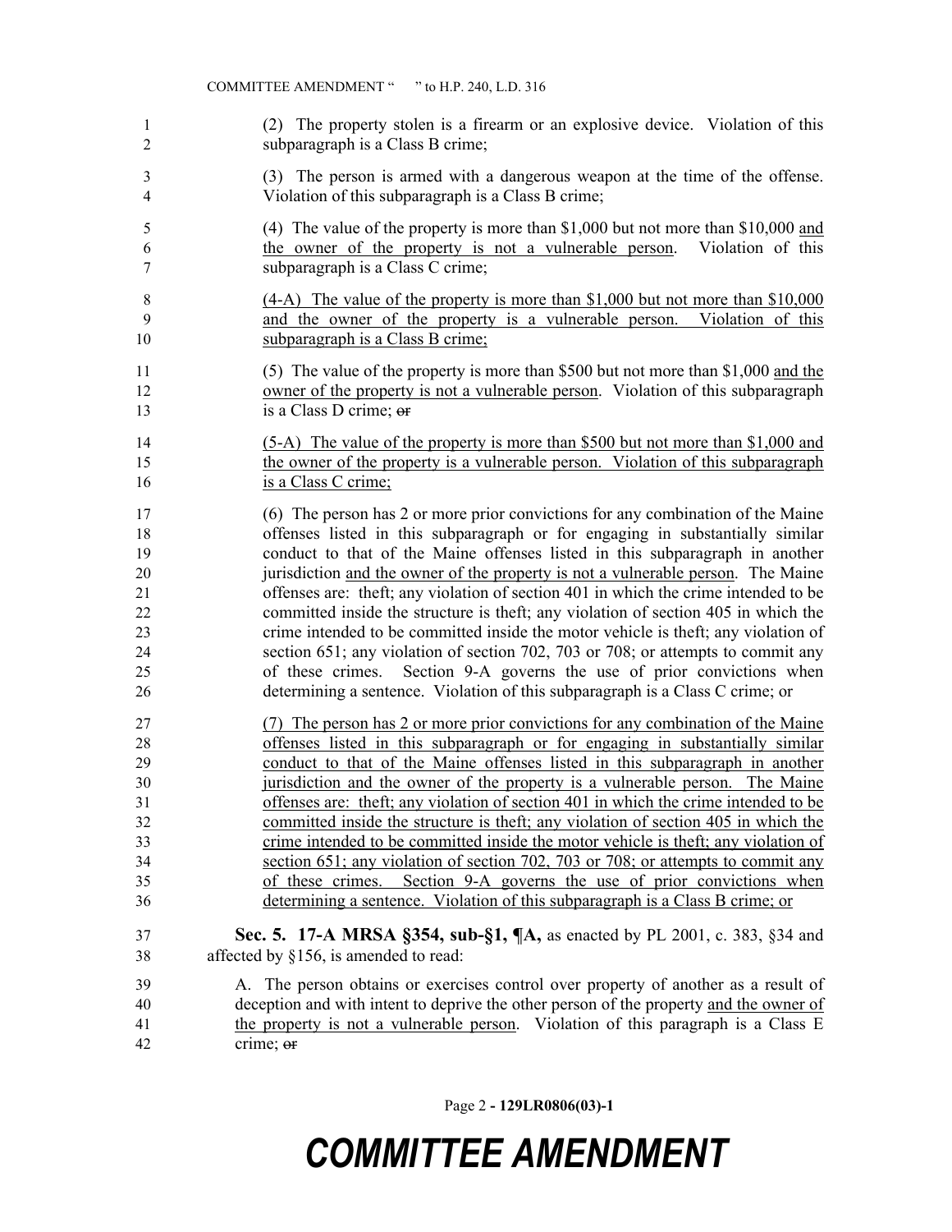(2) The property stolen is a firearm or an explosive device. Violation of this subparagraph is a Class B crime;

(3) The person is armed with a dangerous weapon at the time of the offense. Violation of this subparagraph is a Class B crime;

(4) The value of the property is more than $1,000 but not more than $10,000 and the owner of the property is not a vulnerable person. Violation of this subparagraph is a Class C crime;

(4-A) The value of the property is more than $1,000 but not more than $10,000 and the owner of the property is a vulnerable person. Violation of this subparagraph is a Class B crime;

(5) The value of the property is more than $500 but not more than $1,000 and the owner of the property is not a vulnerable person. Violation of this subparagraph is a Class D crime; ~~or~~

(5-A) The value of the property is more than $500 but not more than $1,000 and the owner of the property is a vulnerable person. Violation of this subparagraph is a Class C crime;

(6) The person has 2 or more prior convictions for any combination of the Maine offenses listed in this subparagraph or for engaging in substantially similar conduct to that of the Maine offenses listed in this subparagraph in another jurisdiction and the owner of the property is not a vulnerable person. The Maine offenses are: theft; any violation of section 401 in which the crime intended to be committed inside the structure is theft; any violation of section 405 in which the crime intended to be committed inside the motor vehicle is theft; any violation of section 651; any violation of section 702, 703 or 708; or attempts to commit any of these crimes. Section 9-A governs the use of prior convictions when determining a sentence. Violation of this subparagraph is a Class C crime; or

(7) The person has 2 or more prior convictions for any combination of the Maine offenses listed in this subparagraph or for engaging in substantially similar conduct to that of the Maine offenses listed in this subparagraph in another jurisdiction and the owner of the property is a vulnerable person. The Maine offenses are: theft; any violation of section 401 in which the crime intended to be committed inside the structure is theft; any violation of section 405 in which the crime intended to be committed inside the motor vehicle is theft; any violation of section 651; any violation of section 702, 703 or 708; or attempts to commit any of these crimes. Section 9-A governs the use of prior convictions when determining a sentence. Violation of this subparagraph is a Class B crime; or

**Sec. 5. 17-A MRSA §354, sub-§1, ¶A,** as enacted by PL 2001, c. 383, §34 and affected by §156, is amended to read:

A. The person obtains or exercises control over property of another as a result of deception and with intent to deprive the other person of the property and the owner of the property is not a vulnerable person. Violation of this paragraph is a Class E crime; ~~or~~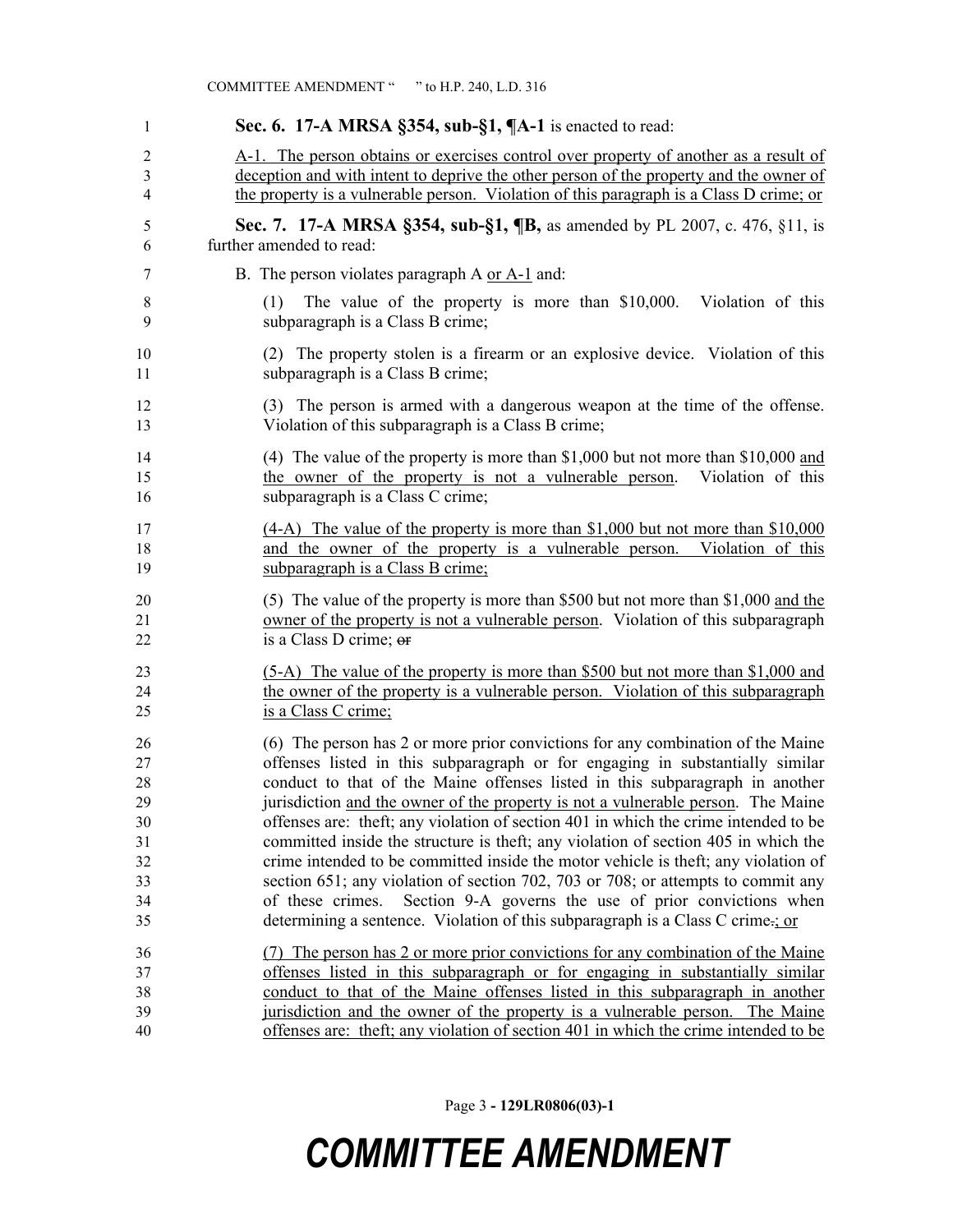**Sec. 6. 17-A MRSA §354, sub-§1, ¶A-1** is enacted to read:

A-1. The person obtains or exercises control over property of another as a result of deception and with intent to deprive the other person of the property and the owner of the property is a vulnerable person. Violation of this paragraph is a Class D crime; or

**Sec. 7. 17-A MRSA §354, sub-§1, ¶B,** as amended by PL 2007, c. 476, §11, is further amended to read:

B. The person violates paragraph A or A-1 and:

(1) The value of the property is more than $10,000. Violation of this subparagraph is a Class B crime;

(2) The property stolen is a firearm or an explosive device. Violation of this subparagraph is a Class B crime;

(3) The person is armed with a dangerous weapon at the time of the offense. Violation of this subparagraph is a Class B crime;

(4) The value of the property is more than $1,000 but not more than $10,000 and the owner of the property is not a vulnerable person. Violation of this subparagraph is a Class C crime;

(4-A) The value of the property is more than $1,000 but not more than $10,000 and the owner of the property is a vulnerable person. Violation of this subparagraph is a Class B crime;

(5) The value of the property is more than $500 but not more than $1,000 and the owner of the property is not a vulnerable person. Violation of this subparagraph is a Class D crime; ~~or~~

(5-A) The value of the property is more than $500 but not more than $1,000 and the owner of the property is a vulnerable person. Violation of this subparagraph is a Class C crime;

(6) The person has 2 or more prior convictions for any combination of the Maine offenses listed in this subparagraph or for engaging in substantially similar conduct to that of the Maine offenses listed in this subparagraph in another jurisdiction and the owner of the property is not a vulnerable person. The Maine offenses are: theft; any violation of section 401 in which the crime intended to be committed inside the structure is theft; any violation of section 405 in which the crime intended to be committed inside the motor vehicle is theft; any violation of section 651; any violation of section 702, 703 or 708; or attempts to commit any of these crimes. Section 9-A governs the use of prior convictions when determining a sentence. Violation of this subparagraph is a Class C crime~~.~~; or

(7) The person has 2 or more prior convictions for any combination of the Maine offenses listed in this subparagraph or for engaging in substantially similar conduct to that of the Maine offenses listed in this subparagraph in another jurisdiction and the owner of the property is a vulnerable person. The Maine offenses are: theft; any violation of section 401 in which the crime intended to be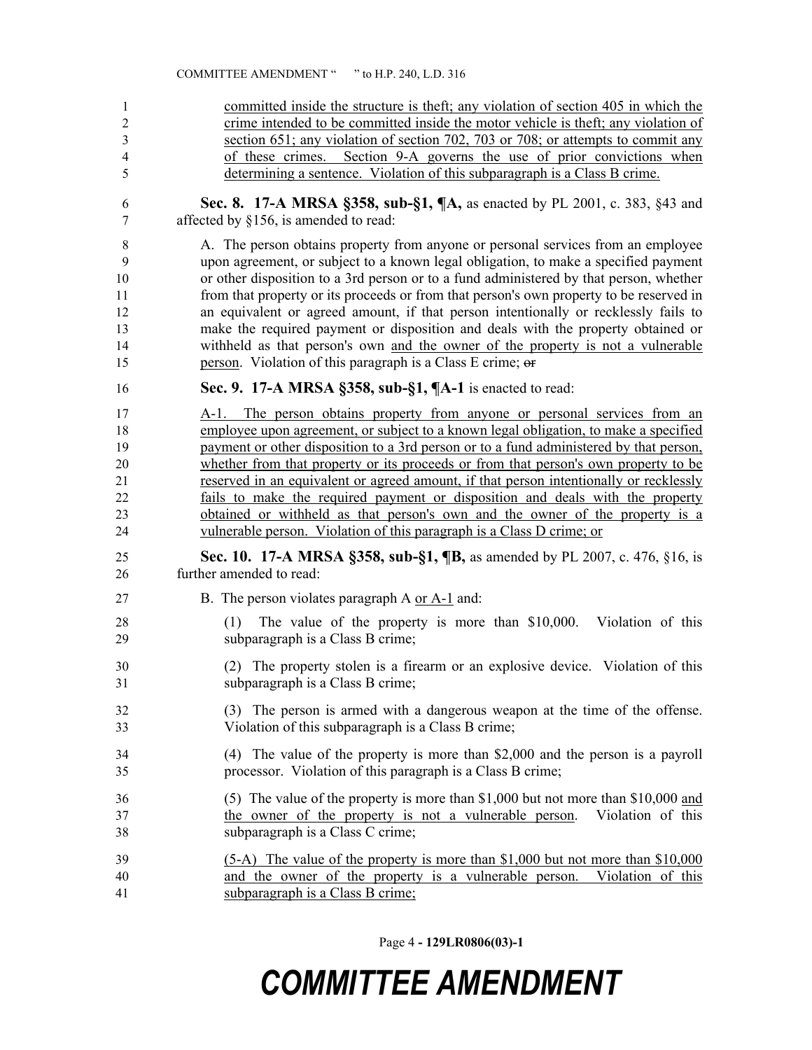committed inside the structure is theft; any violation of section 405 in which the crime intended to be committed inside the motor vehicle is theft; any violation of section 651; any violation of section 702, 703 or 708; or attempts to commit any of these crimes. Section 9-A governs the use of prior convictions when determining a sentence. Violation of this subparagraph is a Class B crime.

**Sec. 8. 17-A MRSA §358, sub-§1, ¶A,** as enacted by PL 2001, c. 383, §43 and affected by §156, is amended to read:

A. The person obtains property from anyone or personal services from an employee upon agreement, or subject to a known legal obligation, to make a specified payment or other disposition to a 3rd person or to a fund administered by that person, whether from that property or its proceeds or from that person's own property to be reserved in an equivalent or agreed amount, if that person intentionally or recklessly fails to make the required payment or disposition and deals with the property obtained or withheld as that person's own and the owner of the property is not a vulnerable person. Violation of this paragraph is a Class E crime; ~~or~~

**Sec. 9. 17-A MRSA §358, sub-§1, ¶A-1** is enacted to read:

A-1. The person obtains property from anyone or personal services from an employee upon agreement, or subject to a known legal obligation, to make a specified payment or other disposition to a 3rd person or to a fund administered by that person, whether from that property or its proceeds or from that person's own property to be reserved in an equivalent or agreed amount, if that person intentionally or recklessly fails to make the required payment or disposition and deals with the property obtained or withheld as that person's own and the owner of the property is a vulnerable person. Violation of this paragraph is a Class D crime; or

**Sec. 10. 17-A MRSA §358, sub-§1, ¶B,** as amended by PL 2007, c. 476, §16, is further amended to read:

B. The person violates paragraph A or A-1 and:

(1) The value of the property is more than $10,000. Violation of this subparagraph is a Class B crime;

(2) The property stolen is a firearm or an explosive device. Violation of this subparagraph is a Class B crime;

(3) The person is armed with a dangerous weapon at the time of the offense. Violation of this subparagraph is a Class B crime;

(4) The value of the property is more than $2,000 and the person is a payroll processor. Violation of this paragraph is a Class B crime;

(5) The value of the property is more than $1,000 but not more than $10,000 and the owner of the property is not a vulnerable person. Violation of this subparagraph is a Class C crime;

(5-A) The value of the property is more than $1,000 but not more than $10,000 and the owner of the property is a vulnerable person. Violation of this subparagraph is a Class B crime;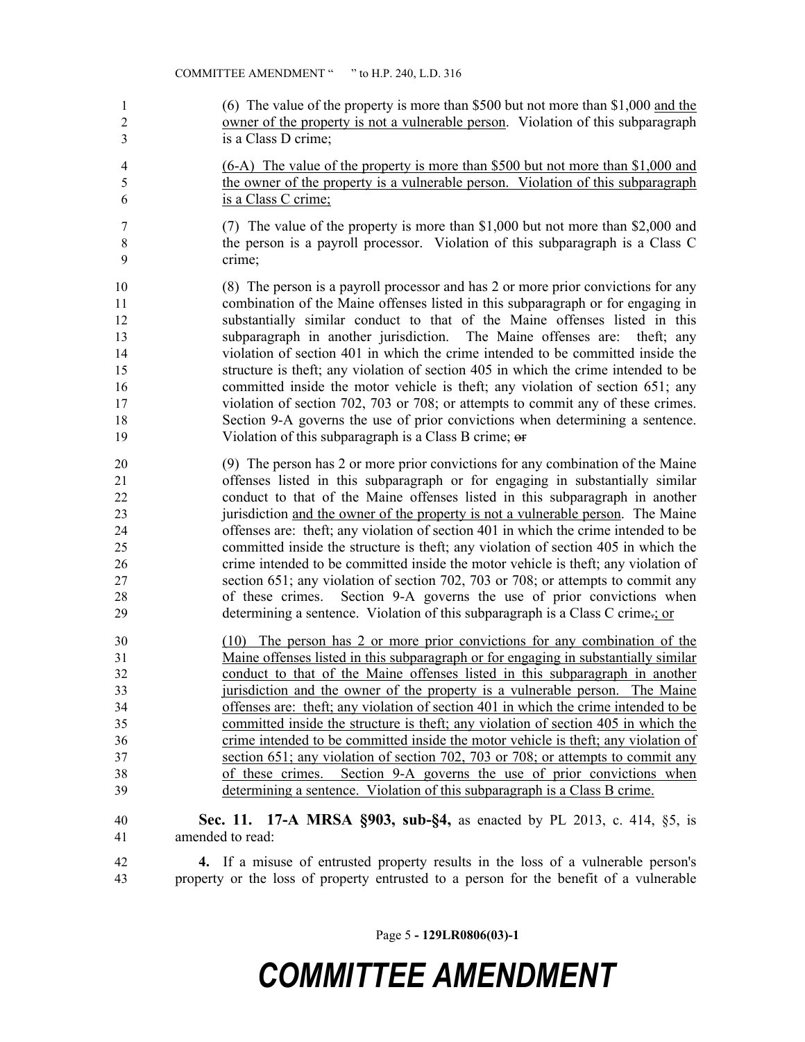(6) The value of the property is more than $500 but not more than $1,000 <u>and the owner of the property is not a vulnerable person</u>. Violation of this subparagraph is a Class D crime;

<u>(6-A) The value of the property is more than $500 but not more than $1,000 and the owner of the property is a vulnerable person. Violation of this subparagraph is a Class C crime;</u>

(7) The value of the property is more than $1,000 but not more than $2,000 and the person is a payroll processor. Violation of this subparagraph is a Class C crime;

(8) The person is a payroll processor and has 2 or more prior convictions for any combination of the Maine offenses listed in this subparagraph or for engaging in substantially similar conduct to that of the Maine offenses listed in this subparagraph in another jurisdiction. The Maine offenses are: theft; any violation of section 401 in which the crime intended to be committed inside the structure is theft; any violation of section 405 in which the crime intended to be committed inside the motor vehicle is theft; any violation of section 651; any violation of section 702, 703 or 708; or attempts to commit any of these crimes. Section 9-A governs the use of prior convictions when determining a sentence. Violation of this subparagraph is a Class B crime; ~~or~~

(9) The person has 2 or more prior convictions for any combination of the Maine offenses listed in this subparagraph or for engaging in substantially similar conduct to that of the Maine offenses listed in this subparagraph in another jurisdiction <u>and the owner of the property is not a vulnerable person</u>. The Maine offenses are: theft; any violation of section 401 in which the crime intended to be committed inside the structure is theft; any violation of section 405 in which the crime intended to be committed inside the motor vehicle is theft; any violation of section 651; any violation of section 702, 703 or 708; or attempts to commit any of these crimes. Section 9-A governs the use of prior convictions when determining a sentence. Violation of this subparagraph is a Class C crime~~.~~<u>; or</u>

<u>(10) The person has 2 or more prior convictions for any combination of the Maine offenses listed in this subparagraph or for engaging in substantially similar conduct to that of the Maine offenses listed in this subparagraph in another jurisdiction and the owner of the property is a vulnerable person. The Maine offenses are: theft; any violation of section 401 in which the crime intended to be committed inside the structure is theft; any violation of section 405 in which the crime intended to be committed inside the motor vehicle is theft; any violation of section 651; any violation of section 702, 703 or 708; or attempts to commit any of these crimes. Section 9-A governs the use of prior convictions when determining a sentence. Violation of this subparagraph is a Class B crime.</u>

**Sec. 11. 17-A MRSA §903, sub-§4,** as enacted by PL 2013, c. 414, §5, is amended to read:

**4.** If a misuse of entrusted property results in the loss of a vulnerable person's property or the loss of property entrusted to a person for the benefit of a vulnerable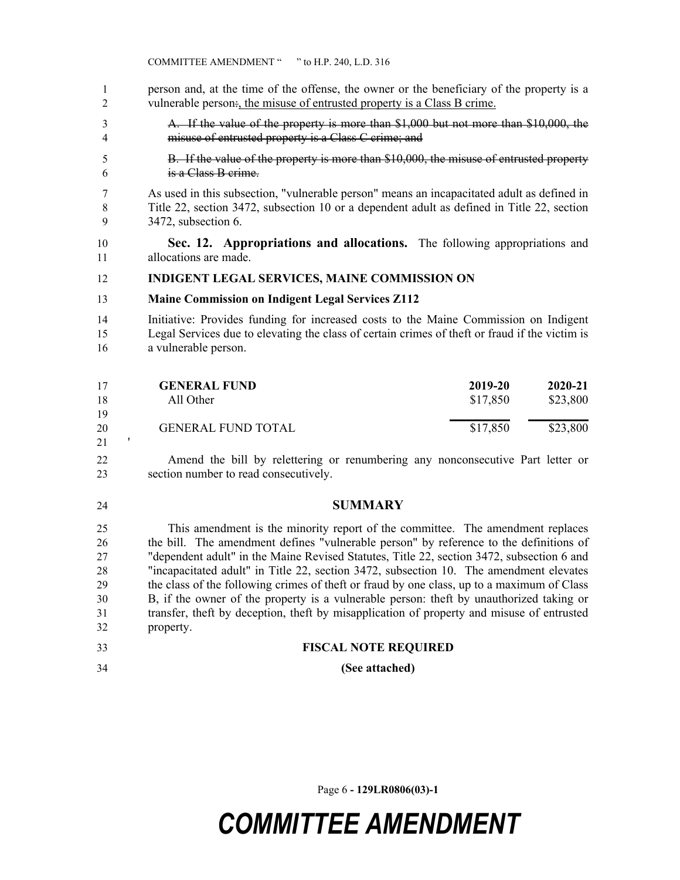person and, at the time of the offense, the owner or the beneficiary of the property is a vulnerable person~~:~~, the misuse of entrusted property is a Class B crime.

~~A. If the value of the property is more than $1,000 but not more than $10,000, the misuse of entrusted property is a Class C crime; and~~

~~B. If the value of the property is more than $10,000, the misuse of entrusted property is a Class B crime.~~

As used in this subsection, "vulnerable person" means an incapacitated adult as defined in Title 22, section 3472, subsection 10 or a dependent adult as defined in Title 22, section 3472, subsection 6.

**Sec. 12. Appropriations and allocations.** The following appropriations and allocations are made.

**INDIGENT LEGAL SERVICES, MAINE COMMISSION ON**

**Maine Commission on Indigent Legal Services Z112**

Initiative: Provides funding for increased costs to the Maine Commission on Indigent Legal Services due to elevating the class of certain crimes of theft or fraud if the victim is a vulnerable person.

| **GENERAL FUND** | **2019-20** | **2020-21** |
|---|---|---|
| All Other | $17,850 | $23,800 |
| GENERAL FUND TOTAL | $17,850 | $23,800 |

'

Amend the bill by relettering or renumbering any nonconsecutive Part letter or section number to read consecutively.

## SUMMARY

This amendment is the minority report of the committee. The amendment replaces the bill. The amendment defines "vulnerable person" by reference to the definitions of "dependent adult" in the Maine Revised Statutes, Title 22, section 3472, subsection 6 and "incapacitated adult" in Title 22, section 3472, subsection 10. The amendment elevates the class of the following crimes of theft or fraud by one class, up to a maximum of Class B, if the owner of the property is a vulnerable person: theft by unauthorized taking or transfer, theft by deception, theft by misapplication of property and misuse of entrusted property.

**FISCAL NOTE REQUIRED**

**(See attached)**